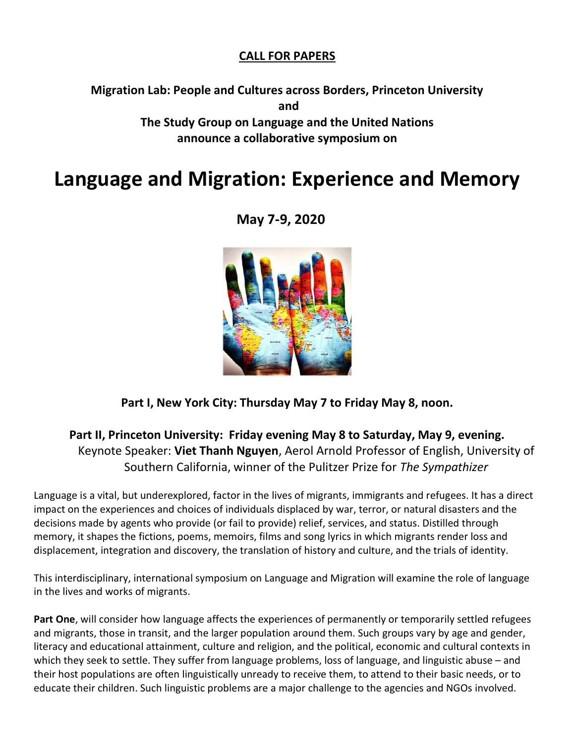**CALL FOR PAPERS**

**Migration Lab: People and Cultures across Borders, Princeton University**
**and**
**The Study Group on Language and the United Nations**
**announce a collaborative symposium on**

# Language and Migration: Experience and Memory

**May 7-9, 2020**

**Part I, New York City: Thursday May 7 to Friday May 8, noon.**

**Part II, Princeton University: Friday evening May 8 to Saturday, May 9, evening.**
Keynote Speaker: **Viet Thanh Nguyen**, Aerol Arnold Professor of English, University of Southern California, winner of the Pulitzer Prize for *The Sympathizer*

Language is a vital, but underexplored, factor in the lives of migrants, immigrants and refugees. It has a direct impact on the experiences and choices of individuals displaced by war, terror, or natural disasters and the decisions made by agents who provide (or fail to provide) relief, services, and status. Distilled through memory, it shapes the fictions, poems, memoirs, films and song lyrics in which migrants render loss and displacement, integration and discovery, the translation of history and culture, and the trials of identity.

This interdisciplinary, international symposium on Language and Migration will examine the role of language in the lives and works of migrants.

**Part One**, will consider how language affects the experiences of permanently or temporarily settled refugees and migrants, those in transit, and the larger population around them. Such groups vary by age and gender, literacy and educational attainment, culture and religion, and the political, economic and cultural contexts in which they seek to settle. They suffer from language problems, loss of language, and linguistic abuse – and their host populations are often linguistically unready to receive them, to attend to their basic needs, or to educate their children. Such linguistic problems are a major challenge to the agencies and NGOs involved.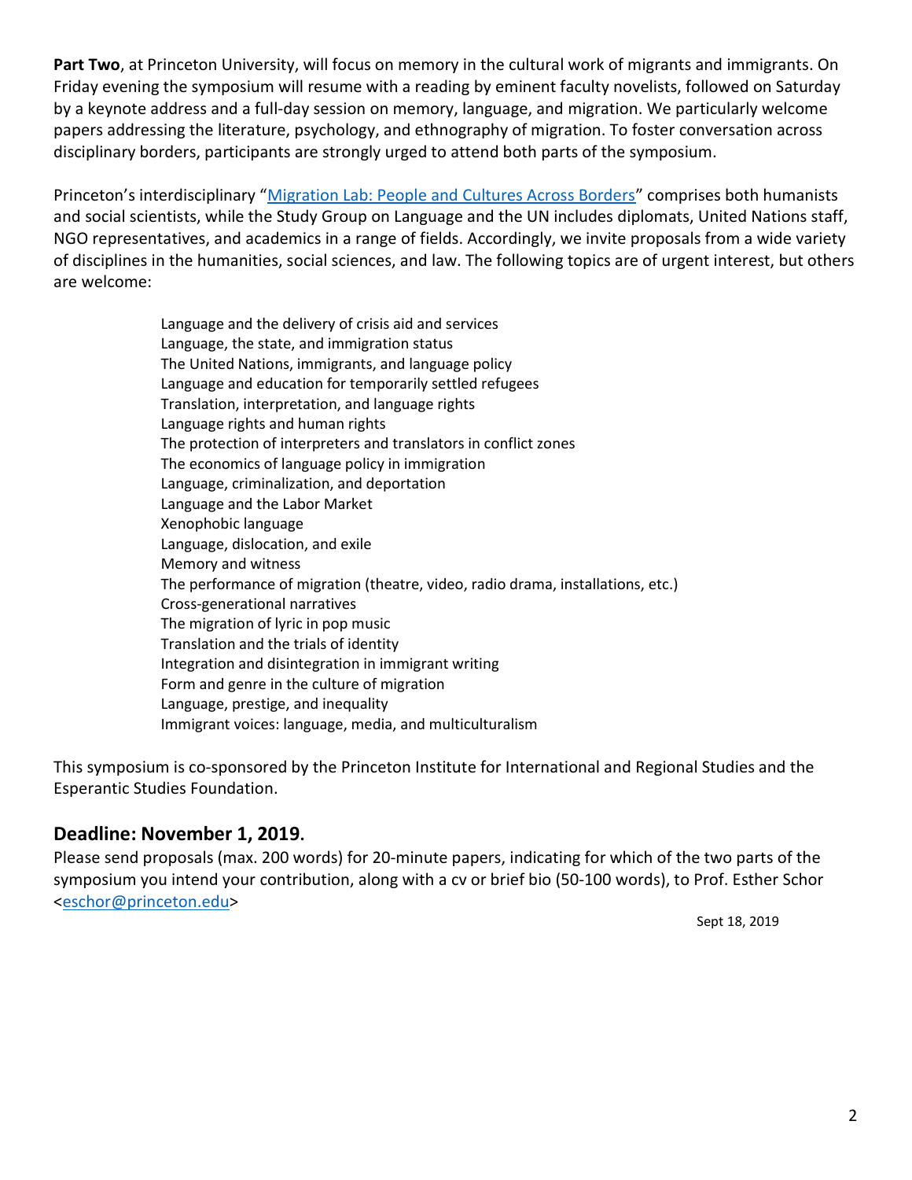**Part Two**, at Princeton University, will focus on memory in the cultural work of migrants and immigrants. On Friday evening the symposium will resume with a reading by eminent faculty novelists, followed on Saturday by a keynote address and a full-day session on memory, language, and migration. We particularly welcome papers addressing the literature, psychology, and ethnography of migration. To foster conversation across disciplinary borders, participants are strongly urged to attend both parts of the symposium.

Princeton's interdisciplinary "Migration Lab: People and Cultures Across Borders" comprises both humanists and social scientists, while the Study Group on Language and the UN includes diplomats, United Nations staff, NGO representatives, and academics in a range of fields. Accordingly, we invite proposals from a wide variety of disciplines in the humanities, social sciences, and law. The following topics are of urgent interest, but others are welcome:

- Language and the delivery of crisis aid and services
- Language, the state, and immigration status
- The United Nations, immigrants, and language policy
- Language and education for temporarily settled refugees
- Translation, interpretation, and language rights
- Language rights and human rights
- The protection of interpreters and translators in conflict zones
- The economics of language policy in immigration
- Language, criminalization, and deportation
- Language and the Labor Market
- Xenophobic language
- Language, dislocation, and exile
- Memory and witness
- The performance of migration (theatre, video, radio drama, installations, etc.)
- Cross-generational narratives
- The migration of lyric in pop music
- Translation and the trials of identity
- Integration and disintegration in immigrant writing
- Form and genre in the culture of migration
- Language, prestige, and inequality
- Immigrant voices: language, media, and multiculturalism

This symposium is co-sponsored by the Princeton Institute for International and Regional Studies and the Esperantic Studies Foundation.

## Deadline: November 1, 2019.

Please send proposals (max. 200 words) for 20-minute papers, indicating for which of the two parts of the symposium you intend your contribution, along with a cv or brief bio (50-100 words), to Prof. Esther Schor <eschor@princeton.edu>

Sept 18, 2019